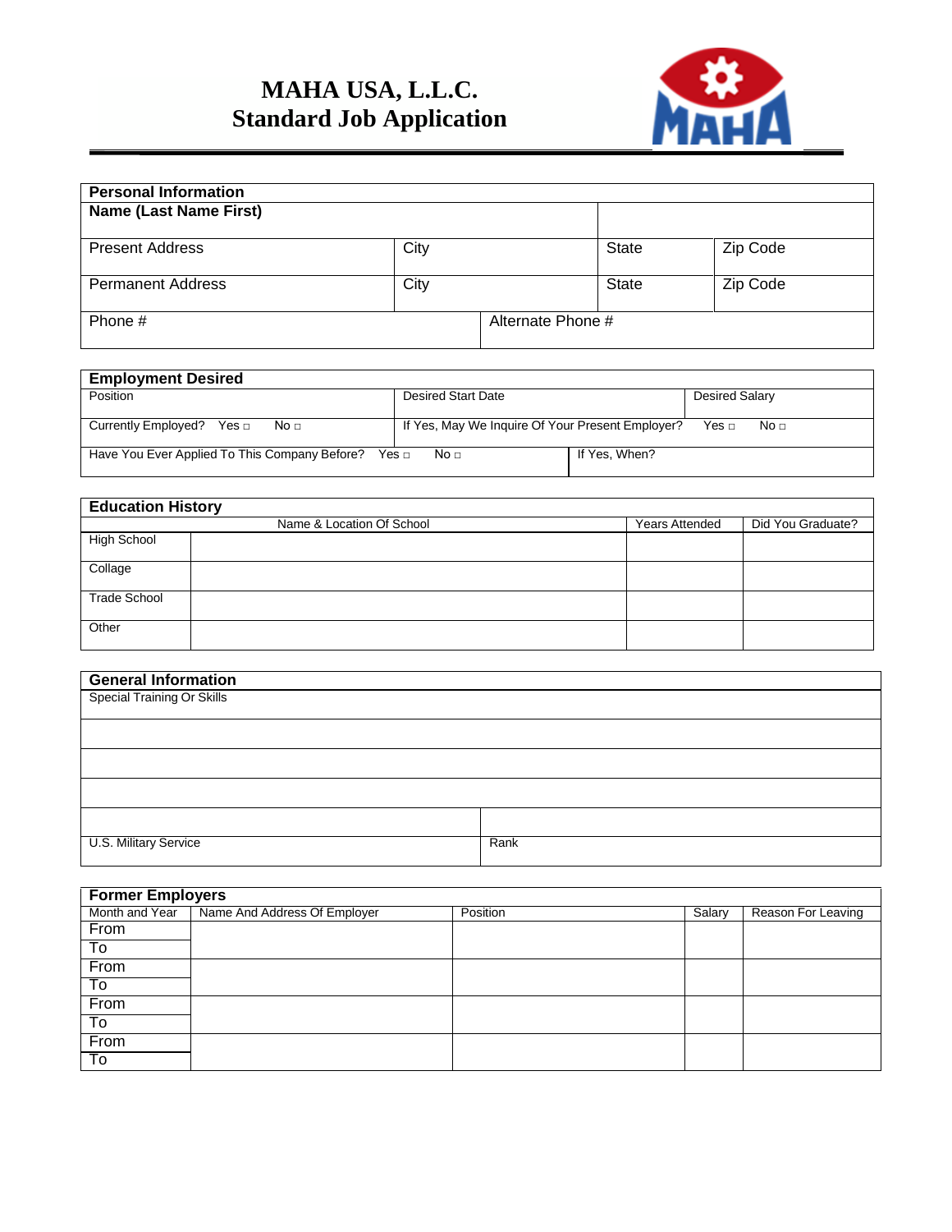# MAHA USA, L.L.C.
# Standard Job Application

| **Personal Information** | | | |
|---|---|---|---|
| **Name (Last Name First)** | | | |
| Present Address | City | State | Zip Code |
| Permanent Address | City | State | Zip Code |
| Phone # | Alternate Phone # | | |

| **Employment Desired** | | |
|---|---|---|
| Position | Desired Start Date | Desired Salary |
| Currently Employed? Yes □ No □ | If Yes, May We Inquire Of Your Present Employer? Yes □ No □ | |
| Have You Ever Applied To This Company Before? Yes □ No □ | If Yes, When? | |

| **Education History** | | | |
|---|---|---|---|
| | Name & Location Of School | Years Attended | Did You Graduate? |
| High School | | | |
| Collage | | | |
| Trade School | | | |
| Other | | | |

| **General Information** | |
|---|---|
| Special Training Or Skills | |
| | |
| | |
| | |
| | |
| U.S. Military Service | Rank |

| **Former Employers** | | | | |
|---|---|---|---|---|
| Month and Year | Name And Address Of Employer | Position | Salary | Reason For Leaving |
| From<br>To | | | | |
| From<br>To | | | | |
| From<br>To | | | | |
| From<br>To | | | | |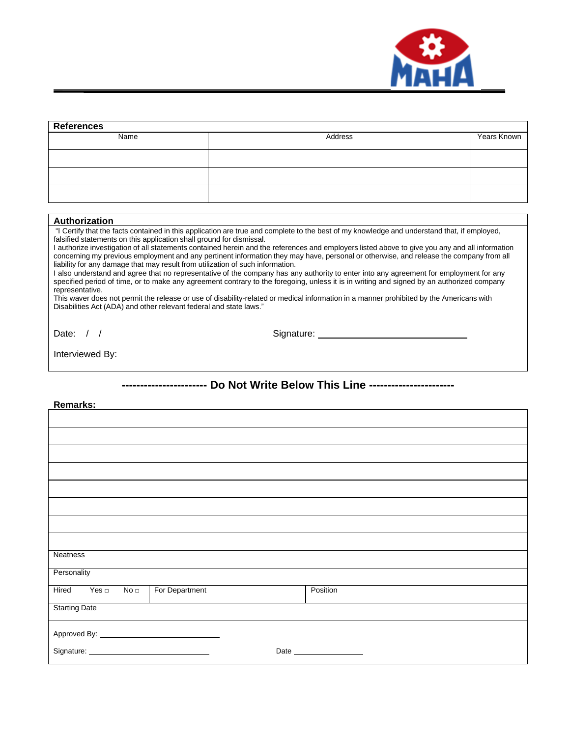## References

| Name | Address | Years Known |
|---|---|---|
| | | |
| | | |
| | | |

## Authorization

"I Certify that the facts contained in this application are true and complete to the best of my knowledge and understand that, if employed, falsified statements on this application shall ground for dismissal.
I authorize investigation of all statements contained herein and the references and employers listed above to give you any and all information concerning my previous employment and any pertinent information they may have, personal or otherwise, and release the company from all liability for any damage that may result from utilization of such information.
I also understand and agree that no representative of the company has any authority to enter into any agreement for employment for any specified period of time, or to make any agreement contrary to the foregoing, unless it is in writing and signed by an authorized company representative.
This waver does not permit the release or use of disability-related or medical information in a manner prohibited by the Americans with Disabilities Act (ADA) and other relevant federal and state laws."

Date: / /

Signature: ______________________________

Interviewed By:

**---------------------- Do Not Write Below This Line ----------------------**

**Remarks:**

| | | |
|---|---|---|
| | | |
| | | |
| | | |
| | | |
| | | |
| | | |
| | | |
| | | |
| Neatness | | |
| Personality | | |
| Hired Yes □ No □ | For Department | Position |
| Starting Date | | |

Approved By: ______________________

Signature: ______________________ Date ______________